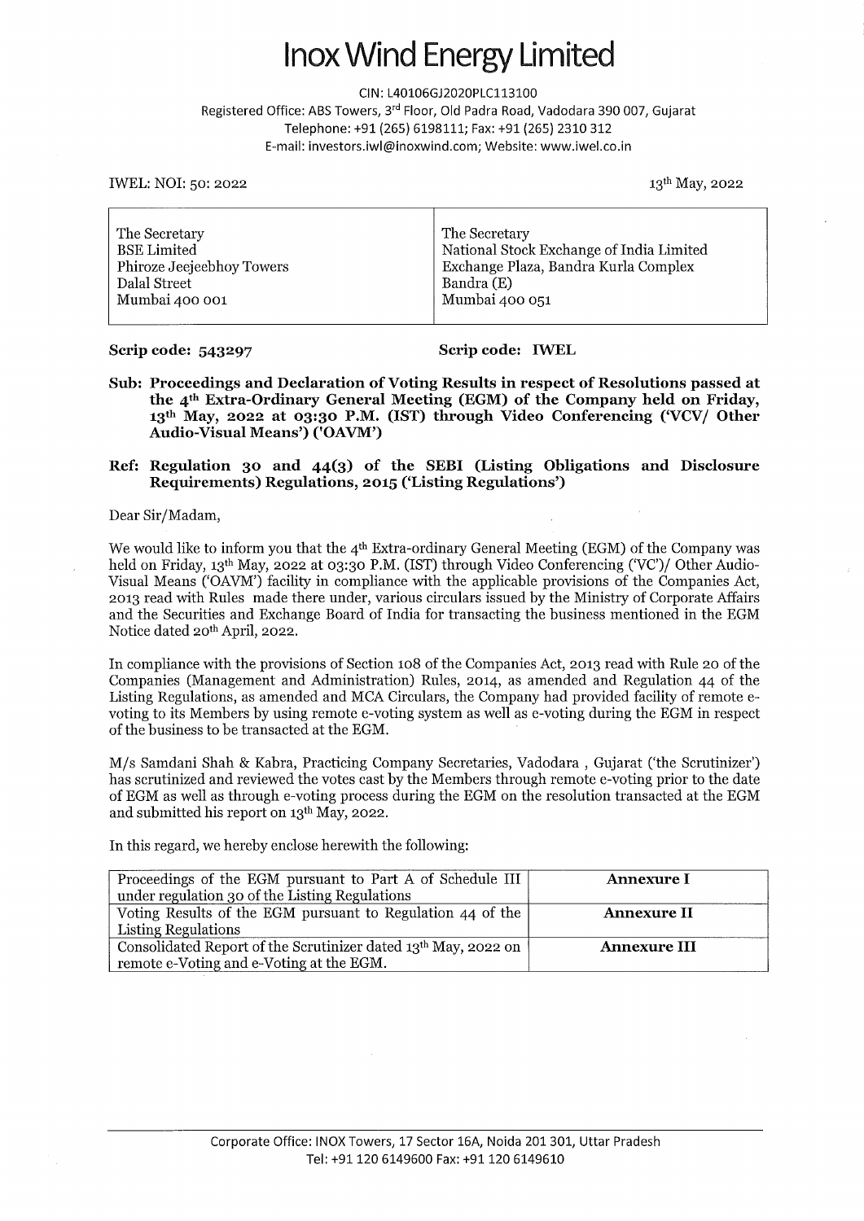# Inox Wind Energy Limited

CIN: L40106GJ2020PLC113100
Registered Office: ABS Towers, 3rd Floor, Old Padra Road, Vadodara 390 007, Gujarat
Telephone: +91 (265) 6198111; Fax: +91 (265) 2310 312
E-mail: investors.iwl@inoxwind.com; Website: www.iwel.co.in

IWEL: NOI: 50: 2022

13th May, 2022

| The Secretary<br>BSE Limited<br>Phiroze Jeejeebhoy Towers<br>Dalal Street<br>Mumbai 400 001 | The Secretary<br>National Stock Exchange of India Limited<br>Exchange Plaza, Bandra Kurla Complex<br>Bandra (E)<br>Mumbai 400 051 |
|---|---|

**Scrip code: 543297** **Scrip code: IWEL**

**Sub: Proceedings and Declaration of Voting Results in respect of Resolutions passed at the 4th Extra-Ordinary General Meeting (EGM) of the Company held on Friday, 13th May, 2022 at 03:30 P.M. (IST) through Video Conferencing ('VCV/ Other Audio-Visual Means') ('OAVM')**

**Ref: Regulation 30 and 44(3) of the SEBI (Listing Obligations and Disclosure Requirements) Regulations, 2015 ('Listing Regulations')**

Dear Sir/Madam,

We would like to inform you that the 4th Extra-ordinary General Meeting (EGM) of the Company was held on Friday, 13th May, 2022 at 03:30 P.M. (IST) through Video Conferencing ('VC')/ Other Audio-Visual Means ('OAVM') facility in compliance with the applicable provisions of the Companies Act, 2013 read with Rules made there under, various circulars issued by the Ministry of Corporate Affairs and the Securities and Exchange Board of India for transacting the business mentioned in the EGM Notice dated 20th April, 2022.

In compliance with the provisions of Section 108 of the Companies Act, 2013 read with Rule 20 of the Companies (Management and Administration) Rules, 2014, as amended and Regulation 44 of the Listing Regulations, as amended and MCA Circulars, the Company had provided facility of remote e-voting to its Members by using remote e-voting system as well as e-voting during the EGM in respect of the business to be transacted at the EGM.

M/s Samdani Shah & Kabra, Practicing Company Secretaries, Vadodara , Gujarat ('the Scrutinizer') has scrutinized and reviewed the votes cast by the Members through remote e-voting prior to the date of EGM as well as through e-voting process during the EGM on the resolution transacted at the EGM and submitted his report on 13th May, 2022.

In this regard, we hereby enclose herewith the following:

| Proceedings of the EGM pursuant to Part A of Schedule III under regulation 30 of the Listing Regulations | **Annexure I** |
|---|---|
| Voting Results of the EGM pursuant to Regulation 44 of the Listing Regulations | **Annexure II** |
| Consolidated Report of the Scrutinizer dated 13th May, 2022 on remote e-Voting and e-Voting at the EGM. | **Annexure III** |

Corporate Office: INOX Towers, 17 Sector 16A, Noida 201 301, Uttar Pradesh
Tel: +91 120 6149600 Fax: +91 120 6149610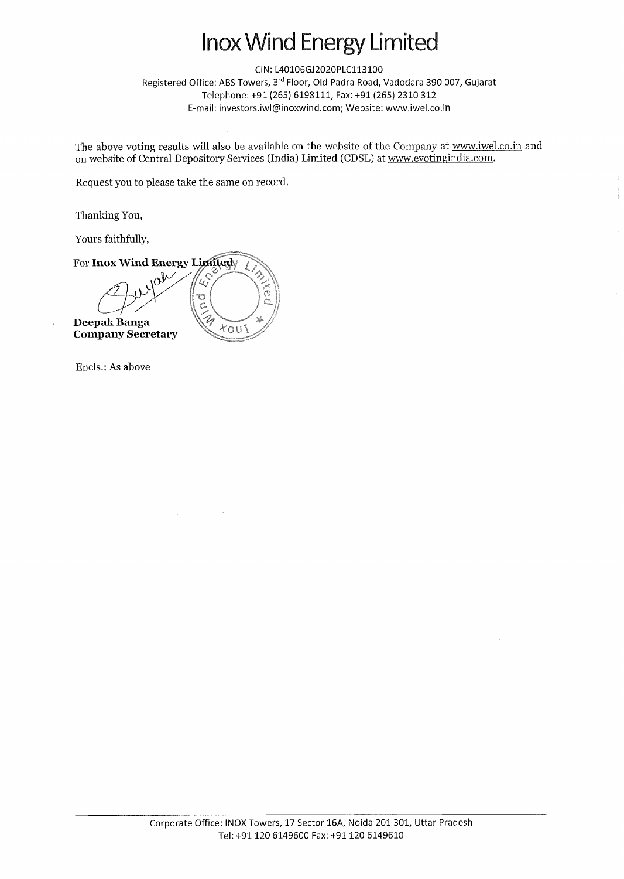# Inox Wind Energy Limited

CIN: L40106GJ2020PLC113100
Registered Office: ABS Towers, 3rd Floor, Old Padra Road, Vadodara 390 007, Gujarat
Telephone: +91 (265) 6198111; Fax: +91 (265) 2310 312
E-mail: investors.iwl@inoxwind.com; Website: www.iwel.co.in

The above voting results will also be available on the website of the Company at www.iwel.co.in and on website of Central Depository Services (India) Limited (CDSL) at www.evotingindia.com.

Request you to please take the same on record.

Thanking You,

Yours faithfully,

For **Inox Wind Energy Limited**

**Deepak Banga**
**Company Secretary**

Encls.: As above

Corporate Office: INOX Towers, 17 Sector 16A, Noida 201 301, Uttar Pradesh
Tel: +91 120 6149600 Fax: +91 120 6149610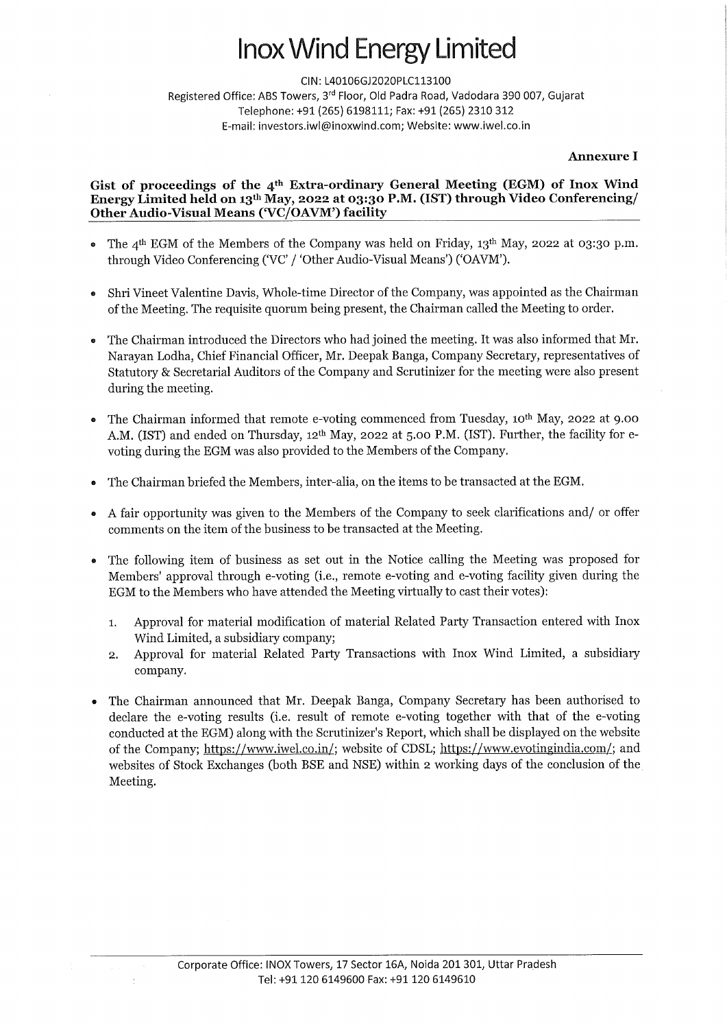# Inox Wind Energy Limited

CIN: L40106GJ2020PLC113100
Registered Office: ABS Towers, 3rd Floor, Old Padra Road, Vadodara 390 007, Gujarat
Telephone: +91 (265) 6198111; Fax: +91 (265) 2310 312
E-mail: investors.iwl@inoxwind.com; Website: www.iwel.co.in

**Annexure I**

## Gist of proceedings of the 4th Extra-ordinary General Meeting (EGM) of Inox Wind Energy Limited held on 13th May, 2022 at 03:30 P.M. (IST) through Video Conferencing/ Other Audio-Visual Means ('VC/OAVM') facility

- The 4th EGM of the Members of the Company was held on Friday, 13th May, 2022 at 03:30 p.m. through Video Conferencing ('VC' / 'Other Audio-Visual Means') ('OAVM').
- Shri Vineet Valentine Davis, Whole-time Director of the Company, was appointed as the Chairman of the Meeting. The requisite quorum being present, the Chairman called the Meeting to order.
- The Chairman introduced the Directors who had joined the meeting. It was also informed that Mr. Narayan Lodha, Chief Financial Officer, Mr. Deepak Banga, Company Secretary, representatives of Statutory & Secretarial Auditors of the Company and Scrutinizer for the meeting were also present during the meeting.
- The Chairman informed that remote e-voting commenced from Tuesday, 10th May, 2022 at 9.00 A.M. (IST) and ended on Thursday, 12th May, 2022 at 5.00 P.M. (IST). Further, the facility for e-voting during the EGM was also provided to the Members of the Company.
- The Chairman briefed the Members, inter-alia, on the items to be transacted at the EGM.
- A fair opportunity was given to the Members of the Company to seek clarifications and/ or offer comments on the item of the business to be transacted at the Meeting.
- The following item of business as set out in the Notice calling the Meeting was proposed for Members' approval through e-voting (i.e., remote e-voting and e-voting facility given during the EGM to the Members who have attended the Meeting virtually to cast their votes):
  1. Approval for material modification of material Related Party Transaction entered with Inox Wind Limited, a subsidiary company;
  2. Approval for material Related Party Transactions with Inox Wind Limited, a subsidiary company.
- The Chairman announced that Mr. Deepak Banga, Company Secretary has been authorised to declare the e-voting results (i.e. result of remote e-voting together with that of the e-voting conducted at the EGM) along with the Scrutinizer's Report, which shall be displayed on the website of the Company; https://www.iwel.co.in/; website of CDSL; https://www.evotingindia.com/; and websites of Stock Exchanges (both BSE and NSE) within 2 working days of the conclusion of the Meeting.

Corporate Office: INOX Towers, 17 Sector 16A, Noida 201 301, Uttar Pradesh
Tel: +91 120 6149600 Fax: +91 120 6149610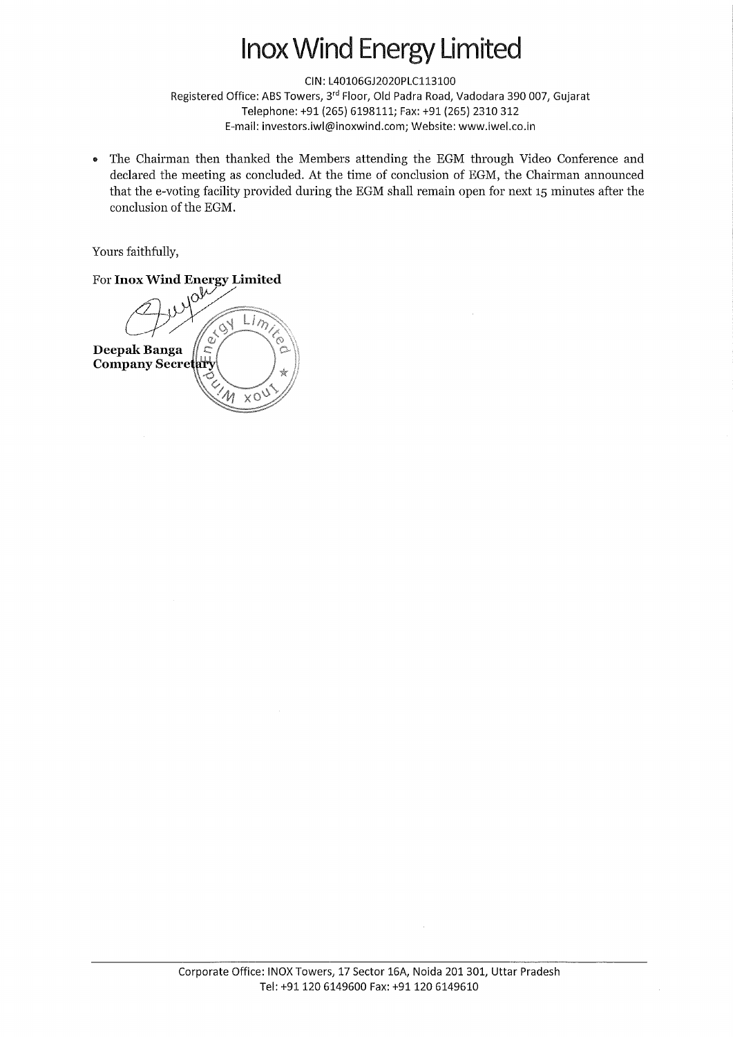# Inox Wind Energy Limited

CIN: L40106GJ2020PLC113100

Registered Office: ABS Towers, 3rd Floor, Old Padra Road, Vadodara 390 007, Gujarat

Telephone: +91 (265) 6198111; Fax: +91 (265) 2310 312

E-mail: investors.iwl@inoxwind.com; Website: www.iwel.co.in

- The Chairman then thanked the Members attending the EGM through Video Conference and declared the meeting as concluded. At the time of conclusion of EGM, the Chairman announced that the e-voting facility provided during the EGM shall remain open for next 15 minutes after the conclusion of the EGM.

Yours faithfully,

For **Inox Wind Energy Limited**

**Deepak Banga**
**Company Secretary**

Corporate Office: INOX Towers, 17 Sector 16A, Noida 201 301, Uttar Pradesh

Tel: +91 120 6149600 Fax: +91 120 6149610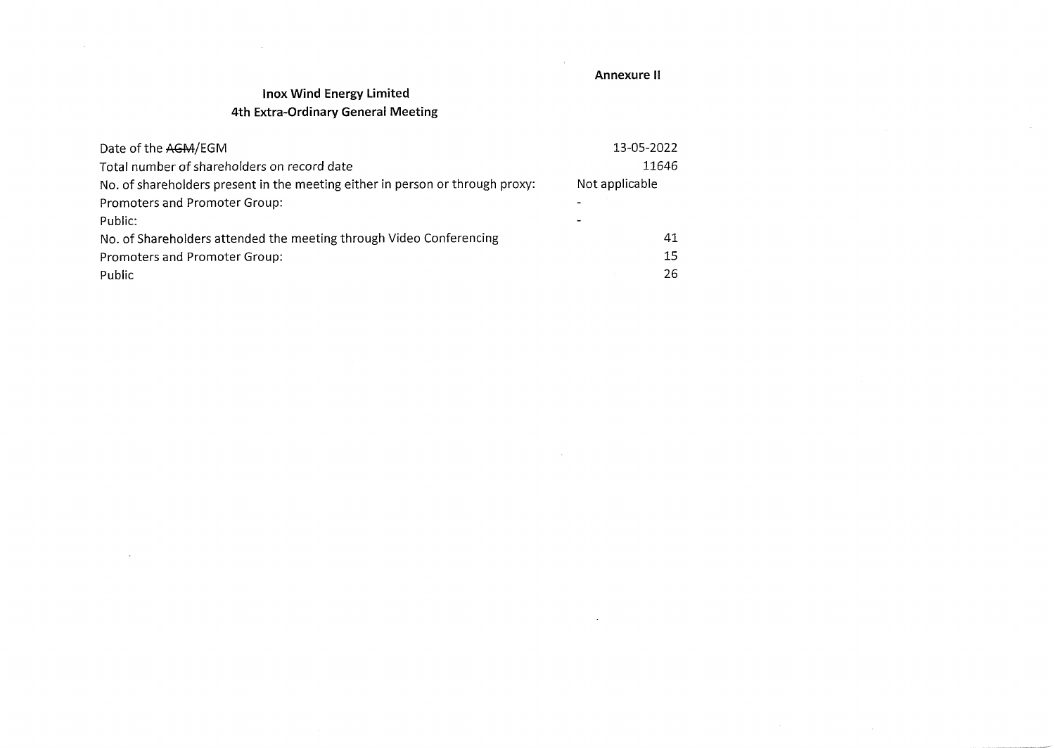**Annexure II**

## Inox Wind Energy Limited
## 4th Extra-Ordinary General Meeting

| | |
|---|---|
| Date of the ~~AGM~~/EGM | 13-05-2022 |
| Total number of shareholders on record date | 11646 |
| No. of shareholders present in the meeting either in person or through proxy: | Not applicable |
| Promoters and Promoter Group: | - |
| Public: | - |
| No. of Shareholders attended the meeting through Video Conferencing | 41 |
| Promoters and Promoter Group: | 15 |
| Public | 26 |